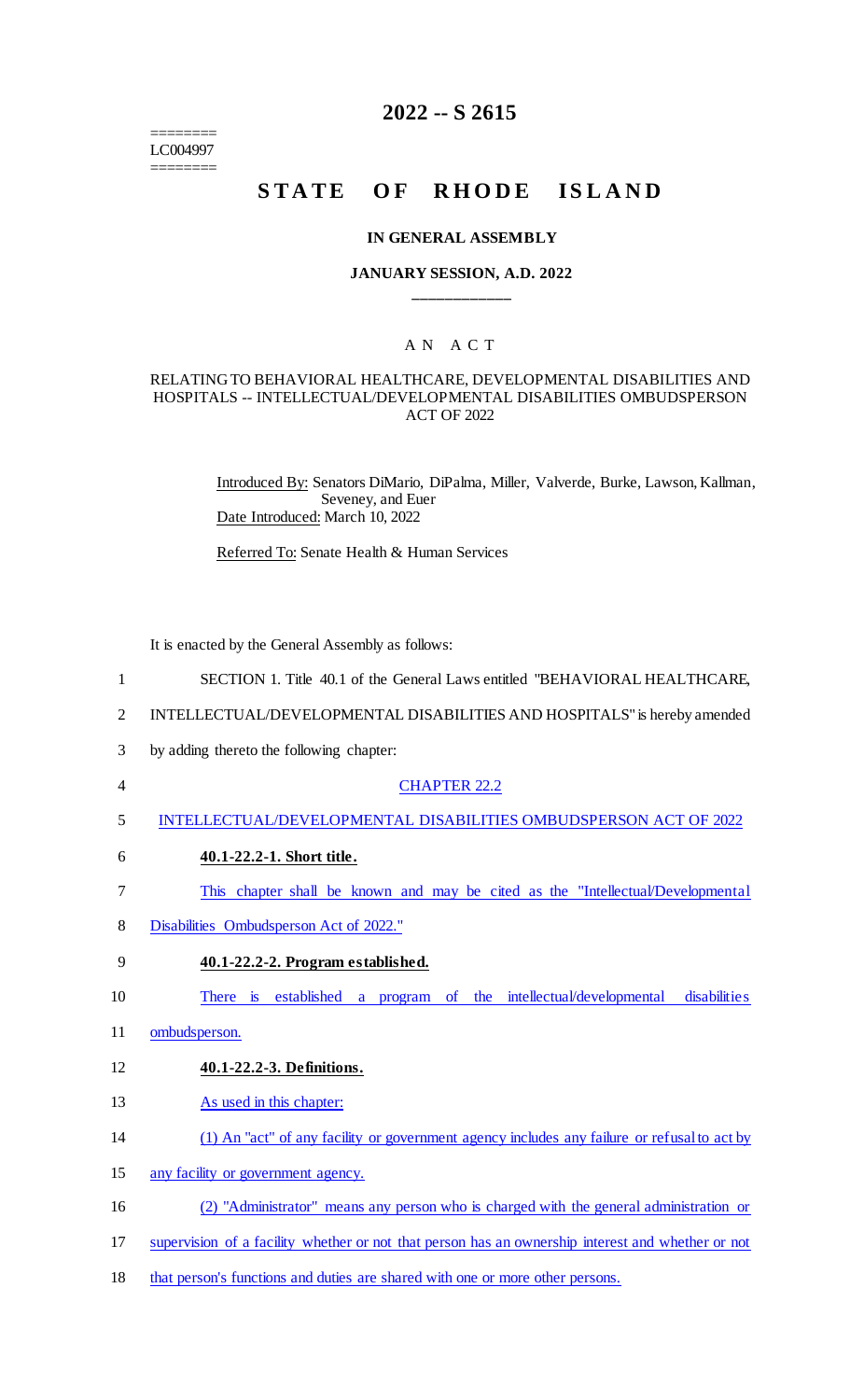========
LC004997
========

# 2022 -- S 2615

# STATE OF RHODE ISLAND

## IN GENERAL ASSEMBLY

### JANUARY SESSION, A.D. 2022

____________

A N A C T

RELATING TO BEHAVIORAL HEALTHCARE, DEVELOPMENTAL DISABILITIES AND HOSPITALS -- INTELLECTUAL/DEVELOPMENTAL DISABILITIES OMBUDSPERSON ACT OF 2022

Introduced By: Senators DiMario, DiPalma, Miller, Valverde, Burke, Lawson, Kallman, Seveney, and Euer

Date Introduced: March 10, 2022

Referred To: Senate Health & Human Services

It is enacted by the General Assembly as follows:

1 SECTION 1. Title 40.1 of the General Laws entitled "BEHAVIORAL HEALTHCARE,
2 INTELLECTUAL/DEVELOPMENTAL DISABILITIES AND HOSPITALS" is hereby amended
3 by adding thereto the following chapter:

4 CHAPTER 22.2

5 INTELLECTUAL/DEVELOPMENTAL DISABILITIES OMBUDSPERSON ACT OF 2022

6 **40.1-22.2-1. Short title.**

7 This chapter shall be known and may be cited as the "Intellectual/Developmental
8 Disabilities Ombudsperson Act of 2022."

9 **40.1-22.2-2. Program established.**

10 There is established a program of the intellectual/developmental disabilities
11 ombudsperson.

12 **40.1-22.2-3. Definitions.**

13 As used in this chapter:

14 (1) An "act" of any facility or government agency includes any failure or refusal to act by
15 any facility or government agency.

16 (2) "Administrator" means any person who is charged with the general administration or
17 supervision of a facility whether or not that person has an ownership interest and whether or not
18 that person's functions and duties are shared with one or more other persons.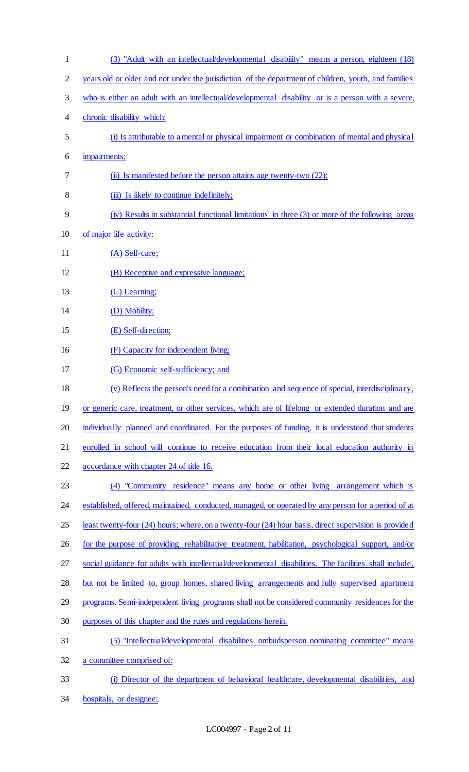(3) "Adult with an intellectual/developmental disability" means a person, eighteen (18) years old or older and not under the jurisdiction of the department of children, youth, and families who is either an adult with an intellectual/developmental disability or is a person with a severe, chronic disability which:

(i) Is attributable to a mental or physical impairment or combination of mental and physical impairments;

(ii) Is manifested before the person attains age twenty-two (22);

(iii) Is likely to continue indefinitely;

(iv) Results in substantial functional limitations in three (3) or more of the following areas of major life activity:

(A) Self-care;

(B) Receptive and expressive language;

(C) Learning;

(D) Mobility;

(E) Self-direction;

(F) Capacity for independent living;

(G) Economic self-sufficiency; and

(v) Reflects the person's need for a combination and sequence of special, interdisciplinary, or generic care, treatment, or other services, which are of lifelong or extended duration and are individually planned and coordinated. For the purposes of funding, it is understood that students enrolled in school will continue to receive education from their local education authority in accordance with chapter 24 of title 16.

(4) "Community residence" means any home or other living arrangement which is established, offered, maintained, conducted, managed, or operated by any person for a period of at least twenty-four (24) hours; where, on a twenty-four (24) hour basis, direct supervision is provided for the purpose of providing rehabilitative treatment, habilitation, psychological support, and/or social guidance for adults with intellectual/developmental disabilities. The facilities shall include, but not be limited to, group homes, shared living arrangements and fully supervised apartment programs. Semi-independent living programs shall not be considered community residences for the purposes of this chapter and the rules and regulations herein.

(5) "Intellectual/developmental disabilities ombudsperson nominating committee" means a committee comprised of:

(i) Director of the department of behavioral healthcare, developmental disabilities, and hospitals, or designee;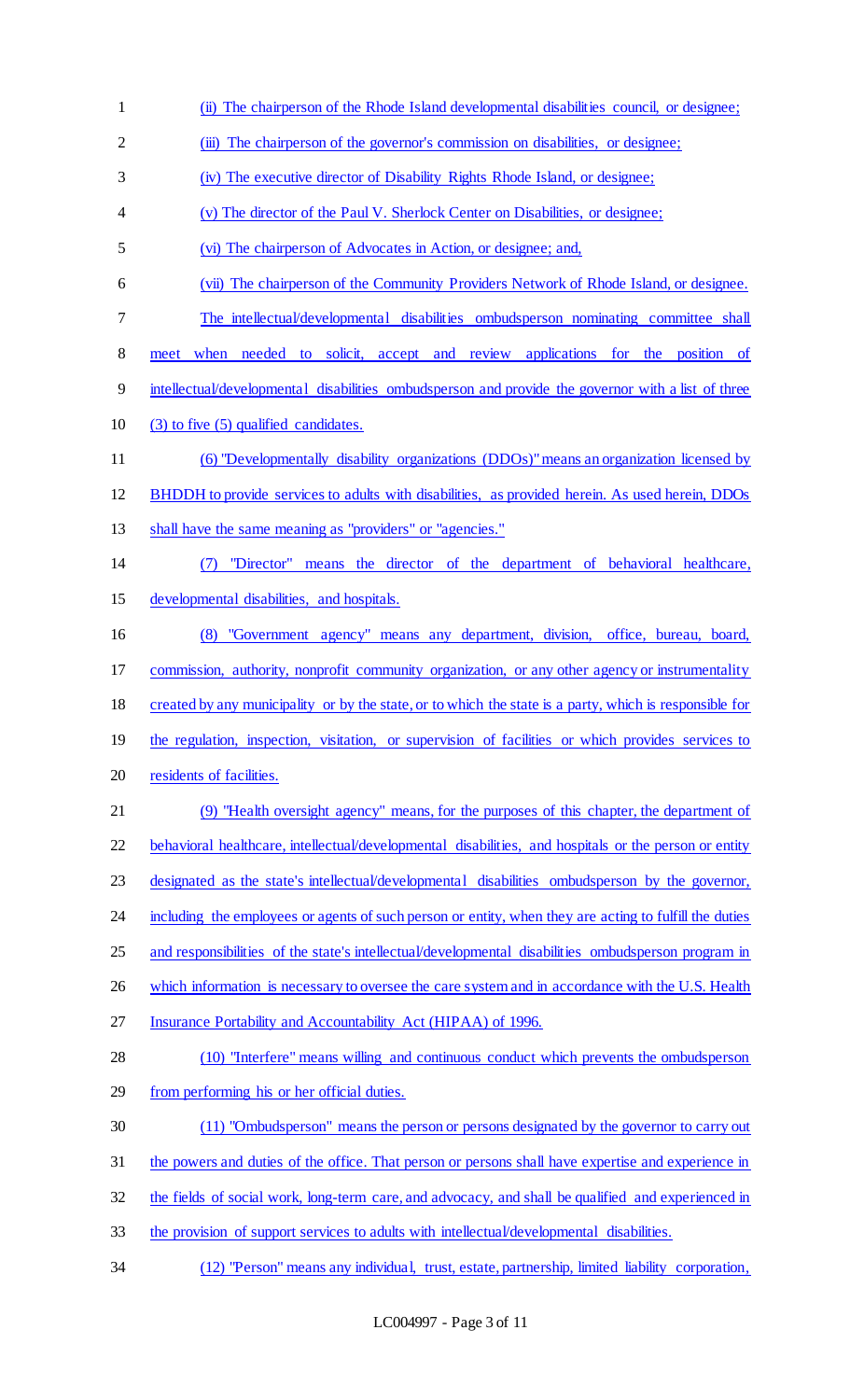(ii) The chairperson of the Rhode Island developmental disabilities council, or designee;

(iii) The chairperson of the governor's commission on disabilities, or designee;

(iv) The executive director of Disability Rights Rhode Island, or designee;

(v) The director of the Paul V. Sherlock Center on Disabilities, or designee;

(vi) The chairperson of Advocates in Action, or designee; and,

(vii) The chairperson of the Community Providers Network of Rhode Island, or designee.

The intellectual/developmental disabilities ombudsperson nominating committee shall meet when needed to solicit, accept and review applications for the position of intellectual/developmental disabilities ombudsperson and provide the governor with a list of three (3) to five (5) qualified candidates.

(6) "Developmentally disability organizations (DDOs)" means an organization licensed by BHDDH to provide services to adults with disabilities, as provided herein. As used herein, DDOs shall have the same meaning as "providers" or "agencies."

(7) "Director" means the director of the department of behavioral healthcare, developmental disabilities, and hospitals.

(8) "Government agency" means any department, division, office, bureau, board, commission, authority, nonprofit community organization, or any other agency or instrumentality created by any municipality or by the state, or to which the state is a party, which is responsible for the regulation, inspection, visitation, or supervision of facilities or which provides services to residents of facilities.

(9) "Health oversight agency" means, for the purposes of this chapter, the department of behavioral healthcare, intellectual/developmental disabilities, and hospitals or the person or entity designated as the state's intellectual/developmental disabilities ombudsperson by the governor, including the employees or agents of such person or entity, when they are acting to fulfill the duties and responsibilities of the state's intellectual/developmental disabilities ombudsperson program in which information is necessary to oversee the care system and in accordance with the U.S. Health Insurance Portability and Accountability Act (HIPAA) of 1996.

(10) "Interfere" means willing and continuous conduct which prevents the ombudsperson from performing his or her official duties.

(11) "Ombudsperson" means the person or persons designated by the governor to carry out the powers and duties of the office. That person or persons shall have expertise and experience in the fields of social work, long-term care, and advocacy, and shall be qualified and experienced in the provision of support services to adults with intellectual/developmental disabilities.

(12) "Person" means any individual, trust, estate, partnership, limited liability corporation,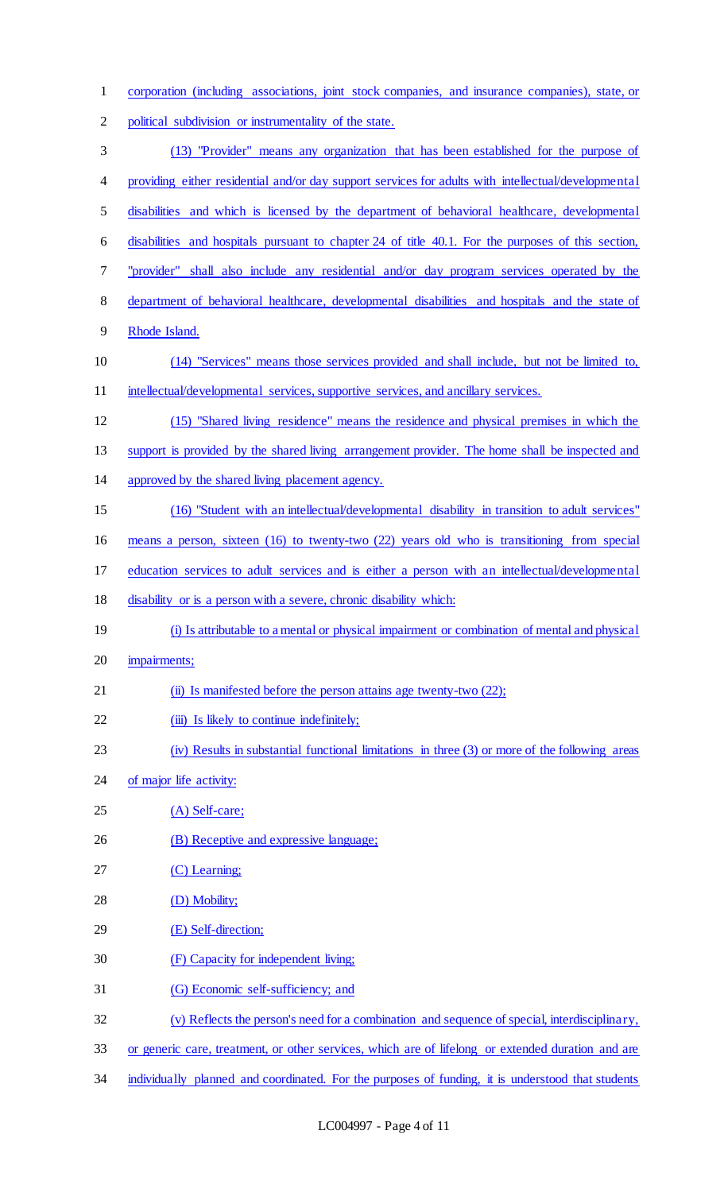corporation (including associations, joint stock companies, and insurance companies), state, or political subdivision or instrumentality of the state.

(13) "Provider" means any organization that has been established for the purpose of providing either residential and/or day support services for adults with intellectual/developmental disabilities and which is licensed by the department of behavioral healthcare, developmental disabilities and hospitals pursuant to chapter 24 of title 40.1. For the purposes of this section, "provider" shall also include any residential and/or day program services operated by the department of behavioral healthcare, developmental disabilities and hospitals and the state of Rhode Island.

(14) "Services" means those services provided and shall include, but not be limited to, intellectual/developmental services, supportive services, and ancillary services.

(15) "Shared living residence" means the residence and physical premises in which the support is provided by the shared living arrangement provider. The home shall be inspected and approved by the shared living placement agency.

(16) "Student with an intellectual/developmental disability in transition to adult services" means a person, sixteen (16) to twenty-two (22) years old who is transitioning from special education services to adult services and is either a person with an intellectual/developmental disability or is a person with a severe, chronic disability which:

(i) Is attributable to a mental or physical impairment or combination of mental and physical impairments;

(ii) Is manifested before the person attains age twenty-two (22);

(iii) Is likely to continue indefinitely;

(iv) Results in substantial functional limitations in three (3) or more of the following areas of major life activity:

(A) Self-care;

(B) Receptive and expressive language;

(C) Learning;

(D) Mobility;

(E) Self-direction;

(F) Capacity for independent living;

(G) Economic self-sufficiency; and

(v) Reflects the person's need for a combination and sequence of special, interdisciplinary, or generic care, treatment, or other services, which are of lifelong or extended duration and are individually planned and coordinated. For the purposes of funding, it is understood that students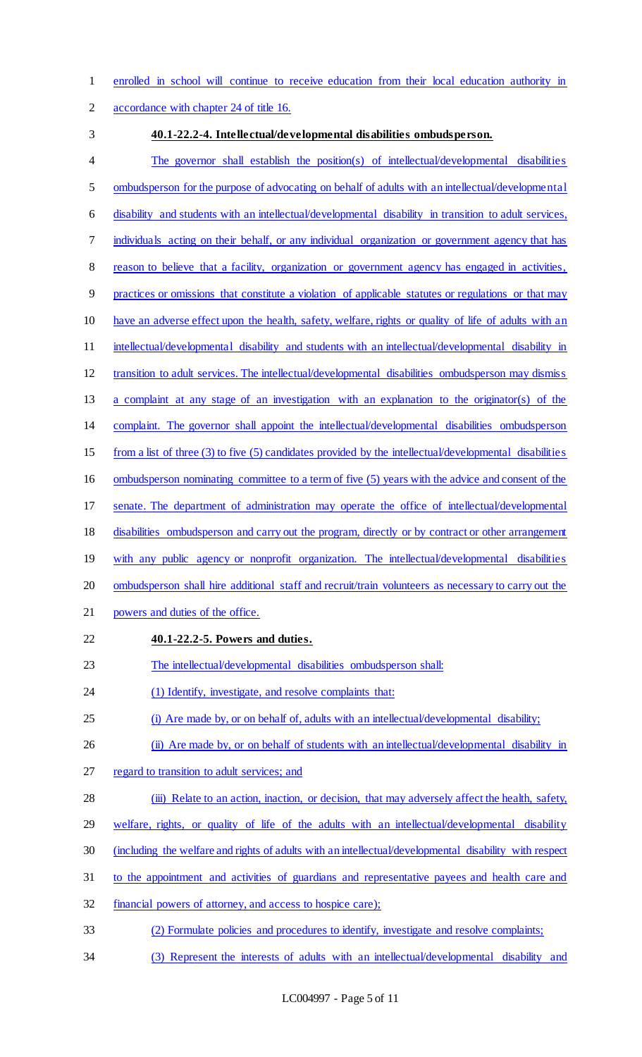enrolled in school will continue to receive education from their local education authority in accordance with chapter 24 of title 16.

**40.1-22.2-4. Intellectual/developmental disabilities ombudsperson.**

The governor shall establish the position(s) of intellectual/developmental disabilities ombudsperson for the purpose of advocating on behalf of adults with an intellectual/developmental disability and students with an intellectual/developmental disability in transition to adult services, individuals acting on their behalf, or any individual organization or government agency that has reason to believe that a facility, organization or government agency has engaged in activities, practices or omissions that constitute a violation of applicable statutes or regulations or that may have an adverse effect upon the health, safety, welfare, rights or quality of life of adults with an intellectual/developmental disability and students with an intellectual/developmental disability in transition to adult services. The intellectual/developmental disabilities ombudsperson may dismiss a complaint at any stage of an investigation with an explanation to the originator(s) of the complaint. The governor shall appoint the intellectual/developmental disabilities ombudsperson from a list of three (3) to five (5) candidates provided by the intellectual/developmental disabilities ombudsperson nominating committee to a term of five (5) years with the advice and consent of the senate. The department of administration may operate the office of intellectual/developmental disabilities ombudsperson and carry out the program, directly or by contract or other arrangement with any public agency or nonprofit organization. The intellectual/developmental disabilities ombudsperson shall hire additional staff and recruit/train volunteers as necessary to carry out the powers and duties of the office.

**40.1-22.2-5. Powers and duties.**

The intellectual/developmental disabilities ombudsperson shall:

(1) Identify, investigate, and resolve complaints that:

(i) Are made by, or on behalf of, adults with an intellectual/developmental disability;

(ii) Are made by, or on behalf of students with an intellectual/developmental disability in regard to transition to adult services; and

(iii) Relate to an action, inaction, or decision, that may adversely affect the health, safety, welfare, rights, or quality of life of the adults with an intellectual/developmental disability (including the welfare and rights of adults with an intellectual/developmental disability with respect to the appointment and activities of guardians and representative payees and health care and financial powers of attorney, and access to hospice care);

(2) Formulate policies and procedures to identify, investigate and resolve complaints;

(3) Represent the interests of adults with an intellectual/developmental disability and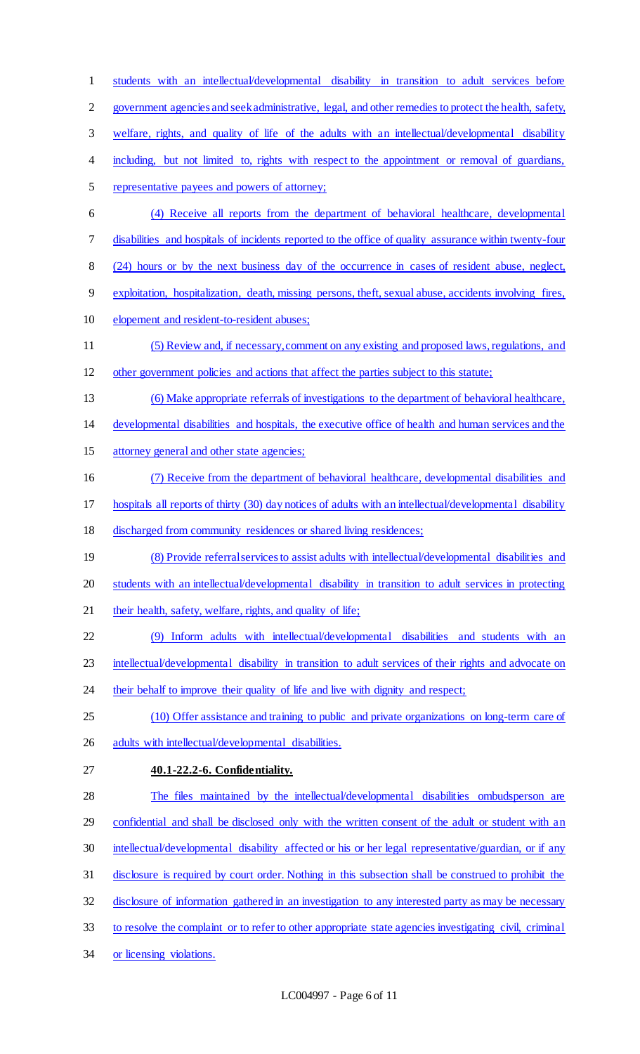students with an intellectual/developmental disability in transition to adult services before government agencies and seek administrative, legal, and other remedies to protect the health, safety, welfare, rights, and quality of life of the adults with an intellectual/developmental disability including, but not limited to, rights with respect to the appointment or removal of guardians, representative payees and powers of attorney;

(4) Receive all reports from the department of behavioral healthcare, developmental disabilities and hospitals of incidents reported to the office of quality assurance within twenty-four (24) hours or by the next business day of the occurrence in cases of resident abuse, neglect, exploitation, hospitalization, death, missing persons, theft, sexual abuse, accidents involving fires, elopement and resident-to-resident abuses;

(5) Review and, if necessary, comment on any existing and proposed laws, regulations, and other government policies and actions that affect the parties subject to this statute;

(6) Make appropriate referrals of investigations to the department of behavioral healthcare, developmental disabilities and hospitals, the executive office of health and human services and the attorney general and other state agencies;

(7) Receive from the department of behavioral healthcare, developmental disabilities and hospitals all reports of thirty (30) day notices of adults with an intellectual/developmental disability discharged from community residences or shared living residences;

(8) Provide referral services to assist adults with intellectual/developmental disabilities and students with an intellectual/developmental disability in transition to adult services in protecting their health, safety, welfare, rights, and quality of life;

(9) Inform adults with intellectual/developmental disabilities and students with an intellectual/developmental disability in transition to adult services of their rights and advocate on their behalf to improve their quality of life and live with dignity and respect;

(10) Offer assistance and training to public and private organizations on long-term care of adults with intellectual/developmental disabilities.

**40.1-22.2-6. Confidentiality.**

The files maintained by the intellectual/developmental disabilities ombudsperson are confidential and shall be disclosed only with the written consent of the adult or student with an intellectual/developmental disability affected or his or her legal representative/guardian, or if any disclosure is required by court order. Nothing in this subsection shall be construed to prohibit the disclosure of information gathered in an investigation to any interested party as may be necessary to resolve the complaint or to refer to other appropriate state agencies investigating civil, criminal or licensing violations.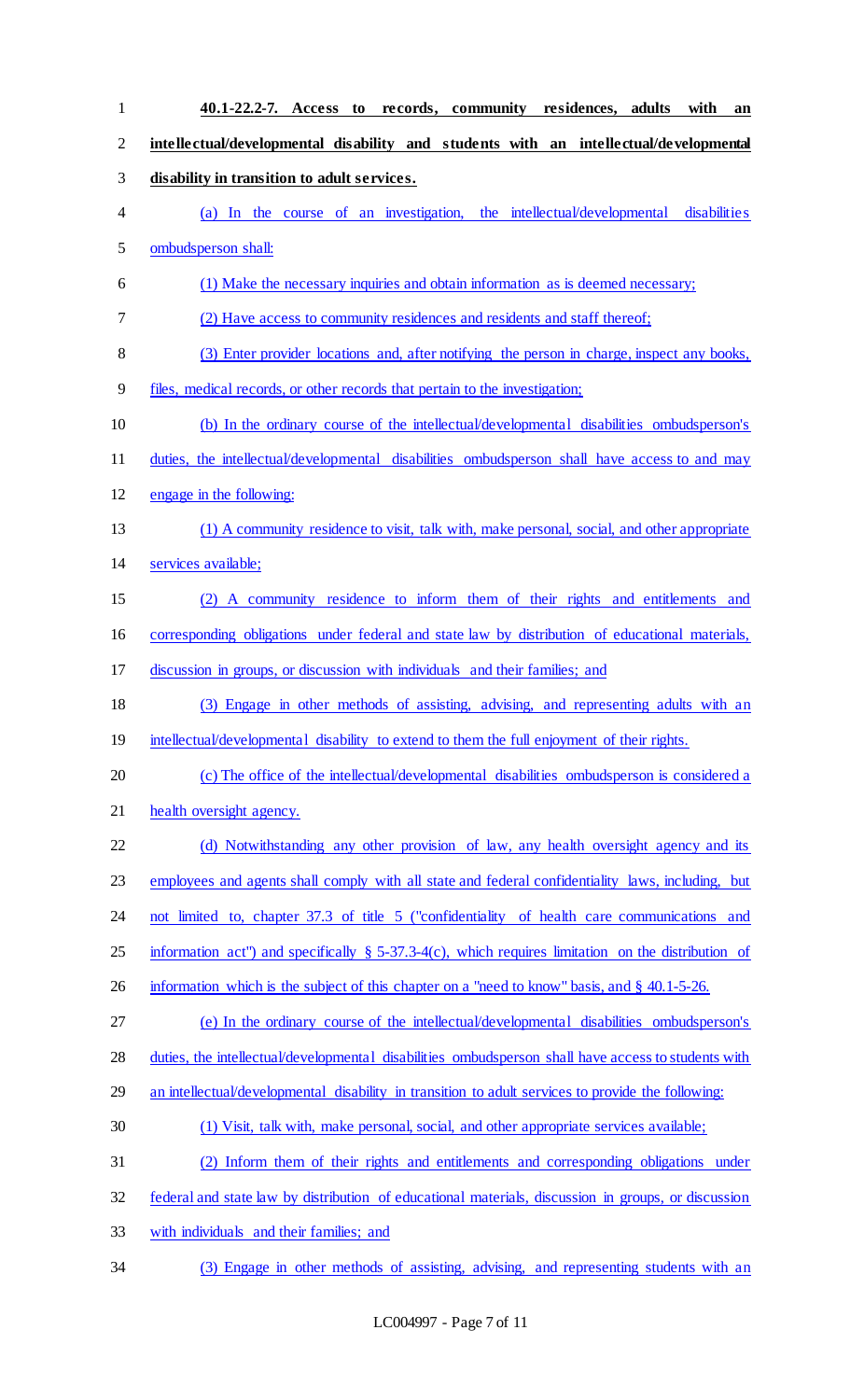**40.1-22.2-7. Access to records, community residences, adults with an intellectual/developmental disability and students with an intellectual/developmental disability in transition to adult services.**

(a) In the course of an investigation, the intellectual/developmental disabilities ombudsperson shall:

(1) Make the necessary inquiries and obtain information as is deemed necessary;

(2) Have access to community residences and residents and staff thereof;

(3) Enter provider locations and, after notifying the person in charge, inspect any books, files, medical records, or other records that pertain to the investigation;

(b) In the ordinary course of the intellectual/developmental disabilities ombudsperson's duties, the intellectual/developmental disabilities ombudsperson shall have access to and may engage in the following:

(1) A community residence to visit, talk with, make personal, social, and other appropriate services available;

(2) A community residence to inform them of their rights and entitlements and corresponding obligations under federal and state law by distribution of educational materials, discussion in groups, or discussion with individuals and their families; and

(3) Engage in other methods of assisting, advising, and representing adults with an intellectual/developmental disability to extend to them the full enjoyment of their rights.

(c) The office of the intellectual/developmental disabilities ombudsperson is considered a health oversight agency.

(d) Notwithstanding any other provision of law, any health oversight agency and its employees and agents shall comply with all state and federal confidentiality laws, including, but not limited to, chapter 37.3 of title 5 ("confidentiality of health care communications and information act") and specifically § 5-37.3-4(c), which requires limitation on the distribution of information which is the subject of this chapter on a "need to know" basis, and § 40.1-5-26.

(e) In the ordinary course of the intellectual/developmental disabilities ombudsperson's duties, the intellectual/developmental disabilities ombudsperson shall have access to students with an intellectual/developmental disability in transition to adult services to provide the following:

(1) Visit, talk with, make personal, social, and other appropriate services available;

(2) Inform them of their rights and entitlements and corresponding obligations under federal and state law by distribution of educational materials, discussion in groups, or discussion with individuals and their families; and

(3) Engage in other methods of assisting, advising, and representing students with an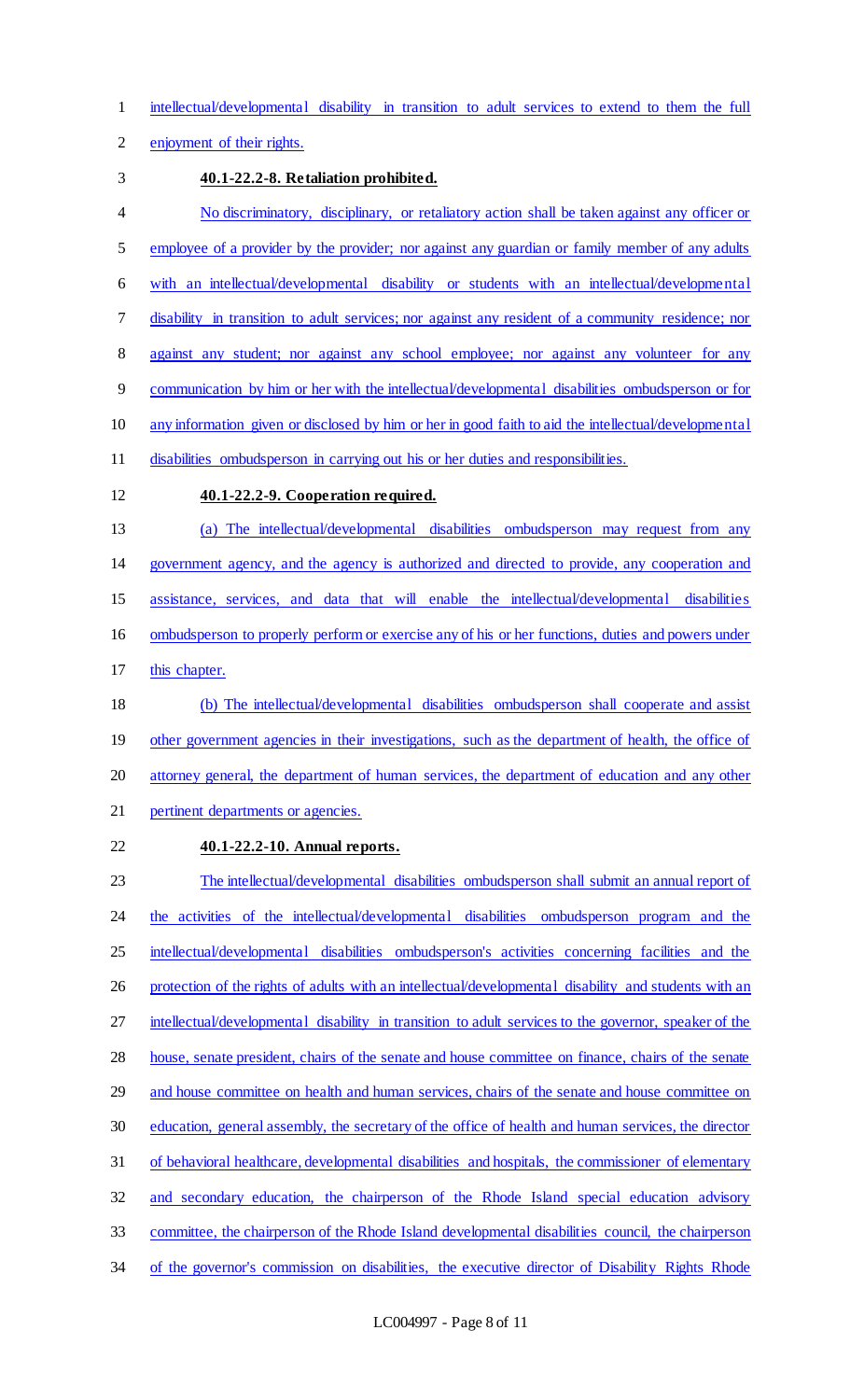intellectual/developmental disability in transition to adult services to extend to them the full enjoyment of their rights.

**40.1-22.2-8. Retaliation prohibited.**

No discriminatory, disciplinary, or retaliatory action shall be taken against any officer or employee of a provider by the provider; nor against any guardian or family member of any adults with an intellectual/developmental disability or students with an intellectual/developmental disability in transition to adult services; nor against any resident of a community residence; nor against any student; nor against any school employee; nor against any volunteer for any communication by him or her with the intellectual/developmental disabilities ombudsperson or for any information given or disclosed by him or her in good faith to aid the intellectual/developmental disabilities ombudsperson in carrying out his or her duties and responsibilities.

**40.1-22.2-9. Cooperation required.**

(a) The intellectual/developmental disabilities ombudsperson may request from any government agency, and the agency is authorized and directed to provide, any cooperation and assistance, services, and data that will enable the intellectual/developmental disabilities ombudsperson to properly perform or exercise any of his or her functions, duties and powers under this chapter.

(b) The intellectual/developmental disabilities ombudsperson shall cooperate and assist other government agencies in their investigations, such as the department of health, the office of attorney general, the department of human services, the department of education and any other pertinent departments or agencies.

**40.1-22.2-10. Annual reports.**

The intellectual/developmental disabilities ombudsperson shall submit an annual report of the activities of the intellectual/developmental disabilities ombudsperson program and the intellectual/developmental disabilities ombudsperson's activities concerning facilities and the protection of the rights of adults with an intellectual/developmental disability and students with an intellectual/developmental disability in transition to adult services to the governor, speaker of the house, senate president, chairs of the senate and house committee on finance, chairs of the senate and house committee on health and human services, chairs of the senate and house committee on education, general assembly, the secretary of the office of health and human services, the director of behavioral healthcare, developmental disabilities and hospitals, the commissioner of elementary and secondary education, the chairperson of the Rhode Island special education advisory committee, the chairperson of the Rhode Island developmental disabilities council, the chairperson of the governor's commission on disabilities, the executive director of Disability Rights Rhode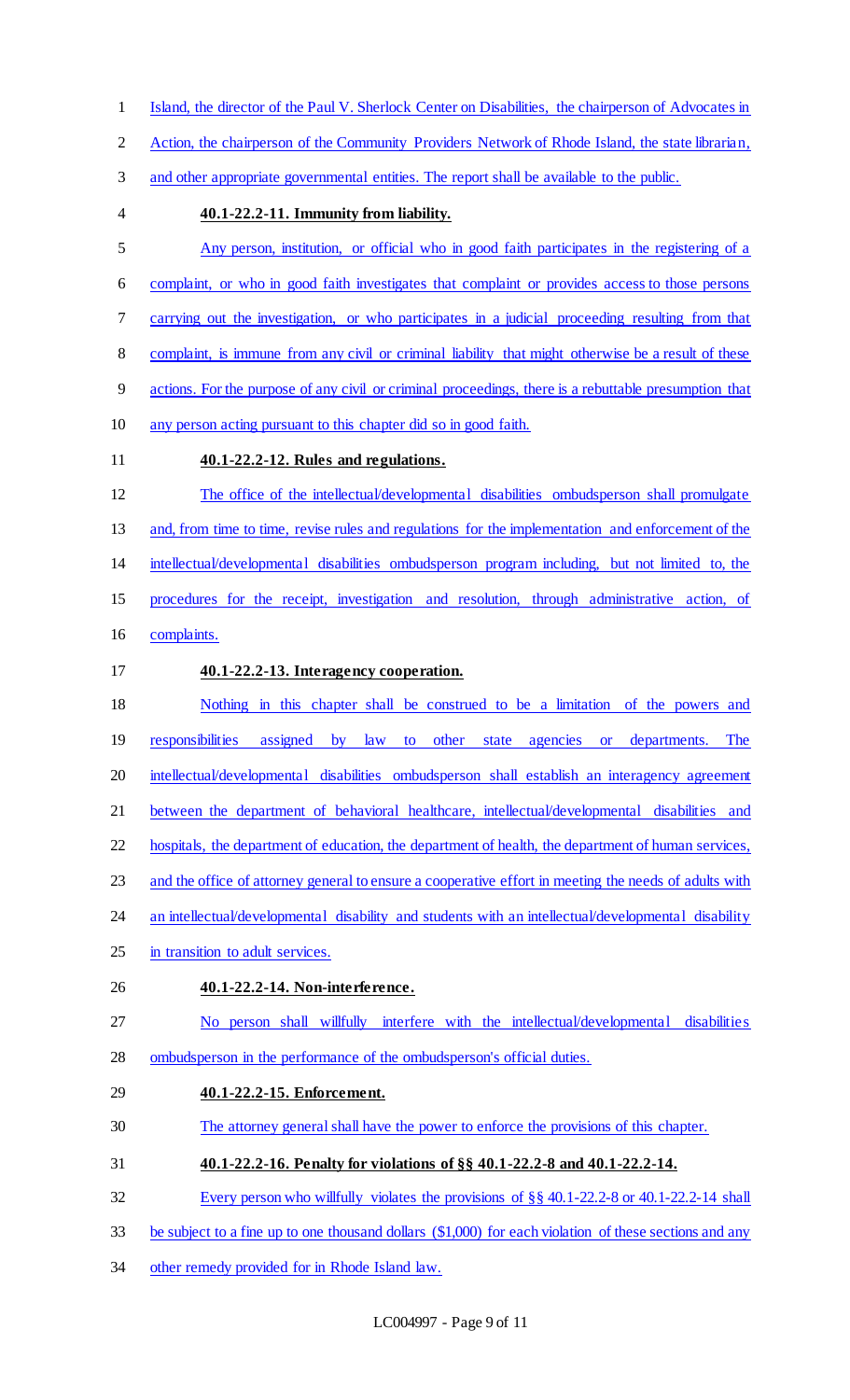Island, the director of the Paul V. Sherlock Center on Disabilities, the chairperson of Advocates in Action, the chairperson of the Community Providers Network of Rhode Island, the state librarian, and other appropriate governmental entities. The report shall be available to the public.

**40.1-22.2-11. Immunity from liability.**

Any person, institution, or official who in good faith participates in the registering of a complaint, or who in good faith investigates that complaint or provides access to those persons carrying out the investigation, or who participates in a judicial proceeding resulting from that complaint, is immune from any civil or criminal liability that might otherwise be a result of these actions. For the purpose of any civil or criminal proceedings, there is a rebuttable presumption that any person acting pursuant to this chapter did so in good faith.

**40.1-22.2-12. Rules and regulations.**

The office of the intellectual/developmental disabilities ombudsperson shall promulgate and, from time to time, revise rules and regulations for the implementation and enforcement of the intellectual/developmental disabilities ombudsperson program including, but not limited to, the procedures for the receipt, investigation and resolution, through administrative action, of complaints.

**40.1-22.2-13. Interagency cooperation.**

Nothing in this chapter shall be construed to be a limitation of the powers and responsibilities assigned by law to other state agencies or departments. The intellectual/developmental disabilities ombudsperson shall establish an interagency agreement between the department of behavioral healthcare, intellectual/developmental disabilities and hospitals, the department of education, the department of health, the department of human services, and the office of attorney general to ensure a cooperative effort in meeting the needs of adults with an intellectual/developmental disability and students with an intellectual/developmental disability in transition to adult services.

**40.1-22.2-14. Non-interference.**

No person shall willfully interfere with the intellectual/developmental disabilities ombudsperson in the performance of the ombudsperson's official duties.

**40.1-22.2-15. Enforcement.**

The attorney general shall have the power to enforce the provisions of this chapter.

**40.1-22.2-16. Penalty for violations of §§ 40.1-22.2-8 and 40.1-22.2-14.**

Every person who willfully violates the provisions of §§ 40.1-22.2-8 or 40.1-22.2-14 shall be subject to a fine up to one thousand dollars ($1,000) for each violation of these sections and any other remedy provided for in Rhode Island law.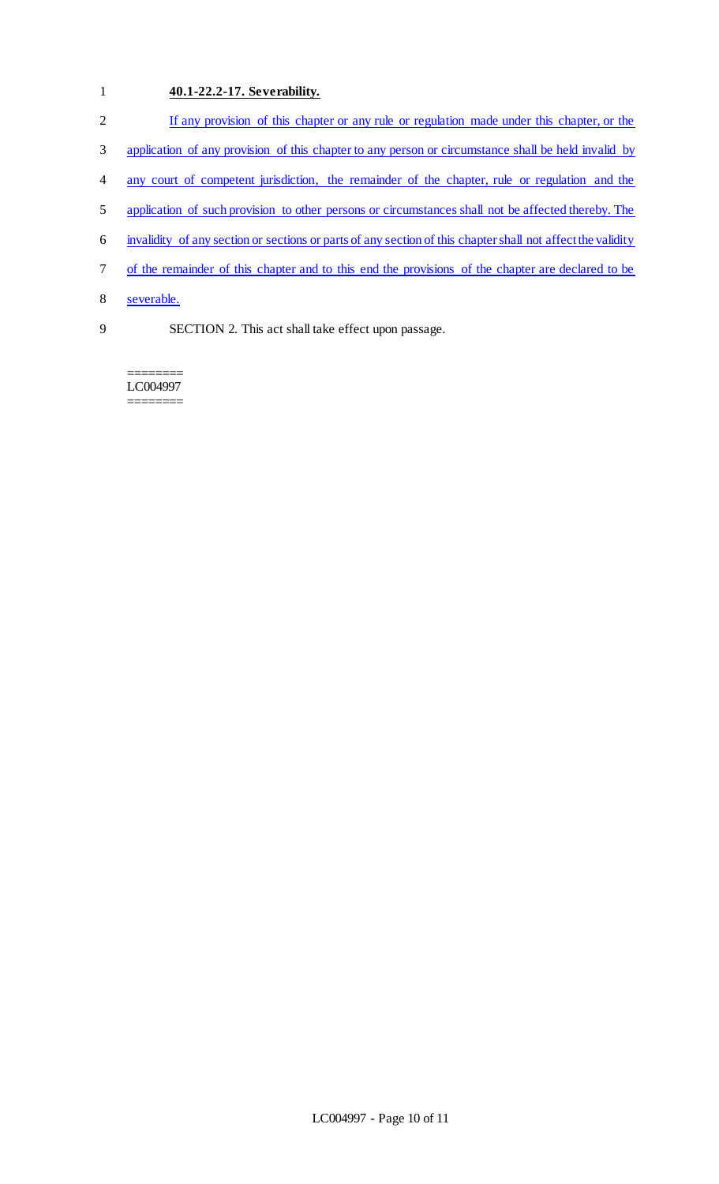**40.1-22.2-17. Severability.**

If any provision of this chapter or any rule or regulation made under this chapter, or the application of any provision of this chapter to any person or circumstance shall be held invalid by any court of competent jurisdiction, the remainder of the chapter, rule or regulation and the application of such provision to other persons or circumstances shall not be affected thereby. The invalidity of any section or sections or parts of any section of this chapter shall not affect the validity of the remainder of this chapter and to this end the provisions of the chapter are declared to be severable.

SECTION 2. This act shall take effect upon passage.

========
LC004997
========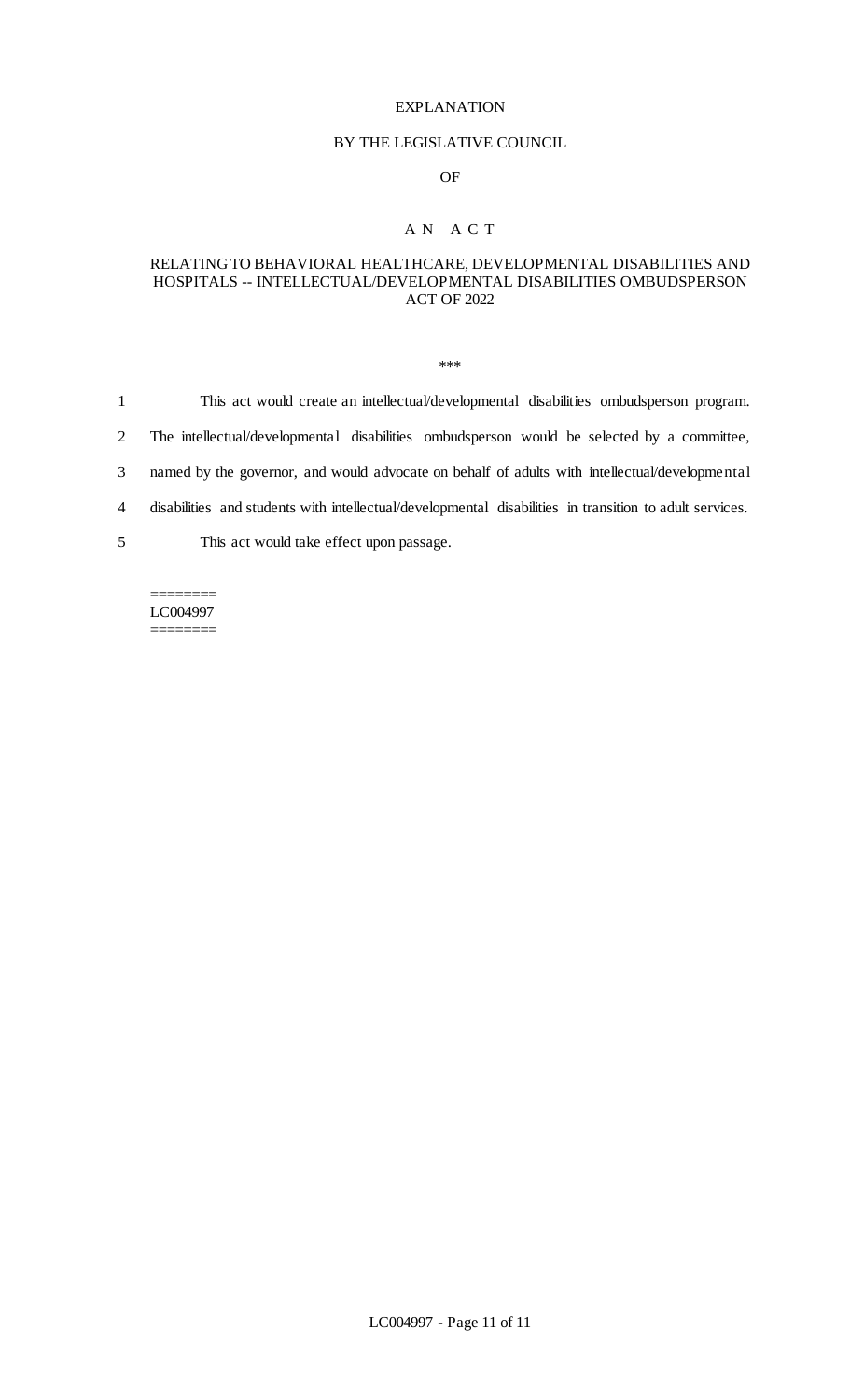EXPLANATION

BY THE LEGISLATIVE COUNCIL

OF

A N A C T

RELATING TO BEHAVIORAL HEALTHCARE, DEVELOPMENTAL DISABILITIES AND HOSPITALS -- INTELLECTUAL/DEVELOPMENTAL DISABILITIES OMBUDSPERSON ACT OF 2022

\*\*\*

1 This act would create an intellectual/developmental disabilities ombudsperson program.
2 The intellectual/developmental disabilities ombudsperson would be selected by a committee,
3 named by the governor, and would advocate on behalf of adults with intellectual/developmental
4 disabilities and students with intellectual/developmental disabilities in transition to adult services.
5 This act would take effect upon passage.

========
LC004997
========